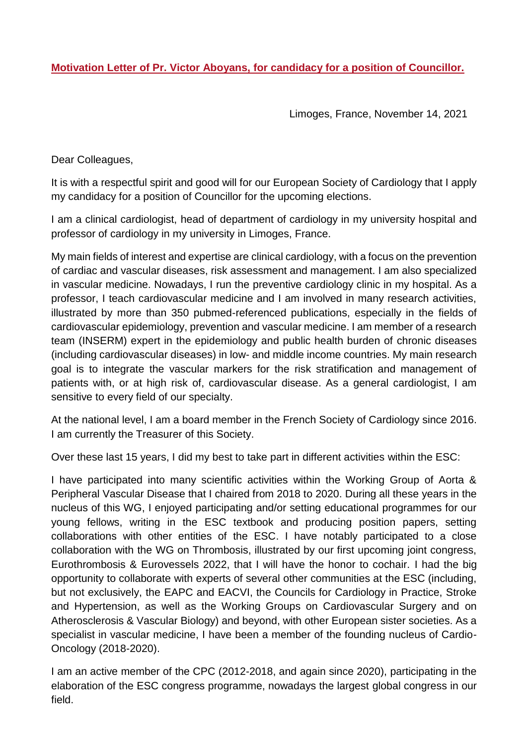**Motivation Letter of Pr. Victor Aboyans, for candidacy for a position of Councillor.**

Limoges, France, November 14, 2021

Dear Colleagues,

It is with a respectful spirit and good will for our European Society of Cardiology that I apply my candidacy for a position of Councillor for the upcoming elections.

I am a clinical cardiologist, head of department of cardiology in my university hospital and professor of cardiology in my university in Limoges, France.

My main fields of interest and expertise are clinical cardiology, with a focus on the prevention of cardiac and vascular diseases, risk assessment and management. I am also specialized in vascular medicine. Nowadays, I run the preventive cardiology clinic in my hospital. As a professor, I teach cardiovascular medicine and I am involved in many research activities, illustrated by more than 350 pubmed-referenced publications, especially in the fields of cardiovascular epidemiology, prevention and vascular medicine. I am member of a research team (INSERM) expert in the epidemiology and public health burden of chronic diseases (including cardiovascular diseases) in low- and middle income countries. My main research goal is to integrate the vascular markers for the risk stratification and management of patients with, or at high risk of, cardiovascular disease. As a general cardiologist, I am sensitive to every field of our specialty.

At the national level, I am a board member in the French Society of Cardiology since 2016. I am currently the Treasurer of this Society.

Over these last 15 years, I did my best to take part in different activities within the ESC:

I have participated into many scientific activities within the Working Group of Aorta & Peripheral Vascular Disease that I chaired from 2018 to 2020. During all these years in the nucleus of this WG, I enjoyed participating and/or setting educational programmes for our young fellows, writing in the ESC textbook and producing position papers, setting collaborations with other entities of the ESC. I have notably participated to a close collaboration with the WG on Thrombosis, illustrated by our first upcoming joint congress, Eurothrombosis & Eurovessels 2022, that I will have the honor to cochair. I had the big opportunity to collaborate with experts of several other communities at the ESC (including, but not exclusively, the EAPC and EACVI, the Councils for Cardiology in Practice, Stroke and Hypertension, as well as the Working Groups on Cardiovascular Surgery and on Atherosclerosis & Vascular Biology) and beyond, with other European sister societies. As a specialist in vascular medicine, I have been a member of the founding nucleus of Cardio-Oncology (2018-2020).

I am an active member of the CPC (2012-2018, and again since 2020), participating in the elaboration of the ESC congress programme, nowadays the largest global congress in our field.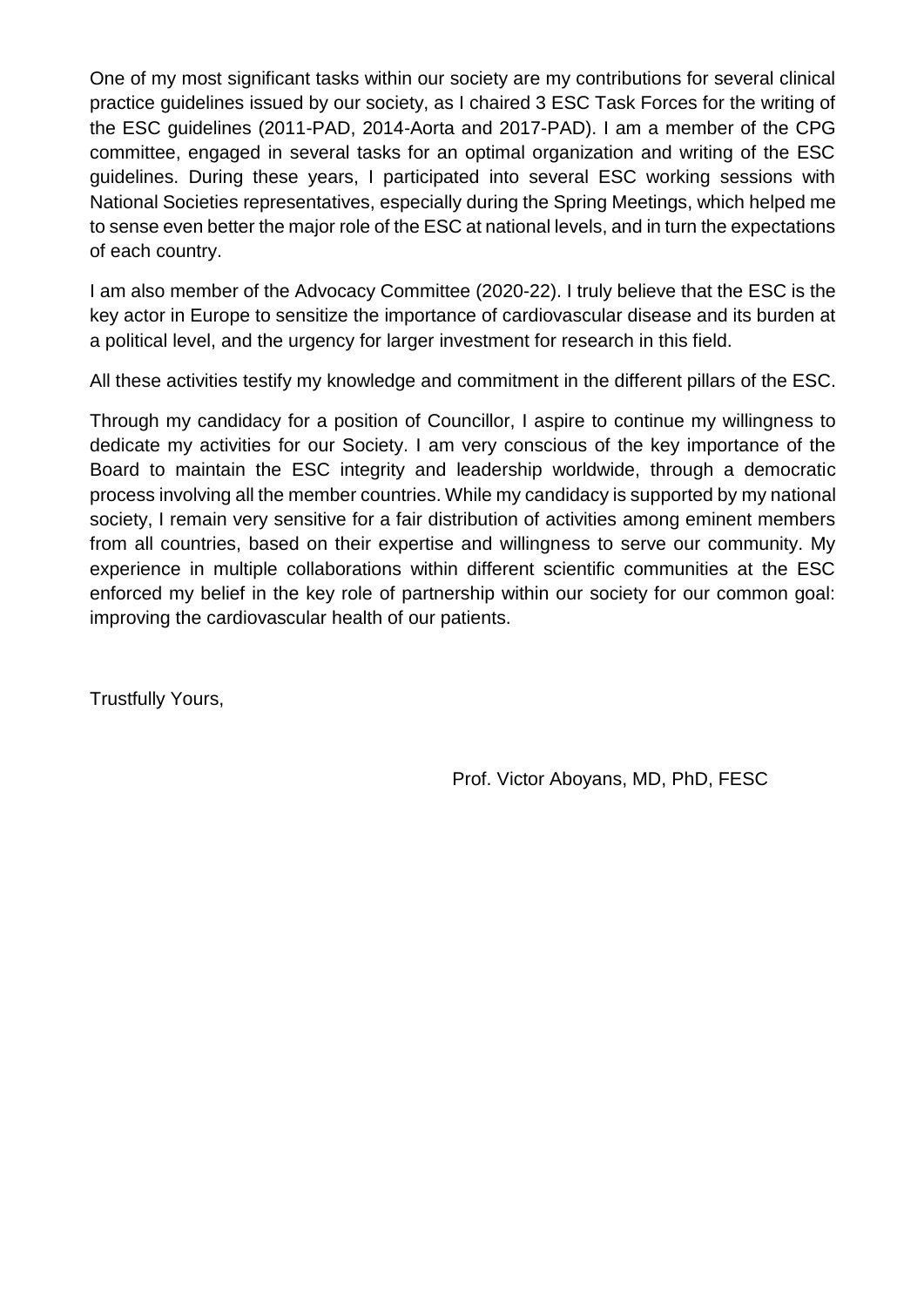One of my most significant tasks within our society are my contributions for several clinical practice guidelines issued by our society, as I chaired 3 ESC Task Forces for the writing of the ESC guidelines (2011-PAD, 2014-Aorta and 2017-PAD). I am a member of the CPG committee, engaged in several tasks for an optimal organization and writing of the ESC guidelines. During these years, I participated into several ESC working sessions with National Societies representatives, especially during the Spring Meetings, which helped me to sense even better the major role of the ESC at national levels, and in turn the expectations of each country.

I am also member of the Advocacy Committee (2020-22). I truly believe that the ESC is the key actor in Europe to sensitize the importance of cardiovascular disease and its burden at a political level, and the urgency for larger investment for research in this field.

All these activities testify my knowledge and commitment in the different pillars of the ESC.

Through my candidacy for a position of Councillor, I aspire to continue my willingness to dedicate my activities for our Society. I am very conscious of the key importance of the Board to maintain the ESC integrity and leadership worldwide, through a democratic process involving all the member countries. While my candidacy is supported by my national society, I remain very sensitive for a fair distribution of activities among eminent members from all countries, based on their expertise and willingness to serve our community. My experience in multiple collaborations within different scientific communities at the ESC enforced my belief in the key role of partnership within our society for our common goal: improving the cardiovascular health of our patients.

Trustfully Yours,

Prof. Victor Aboyans, MD, PhD, FESC